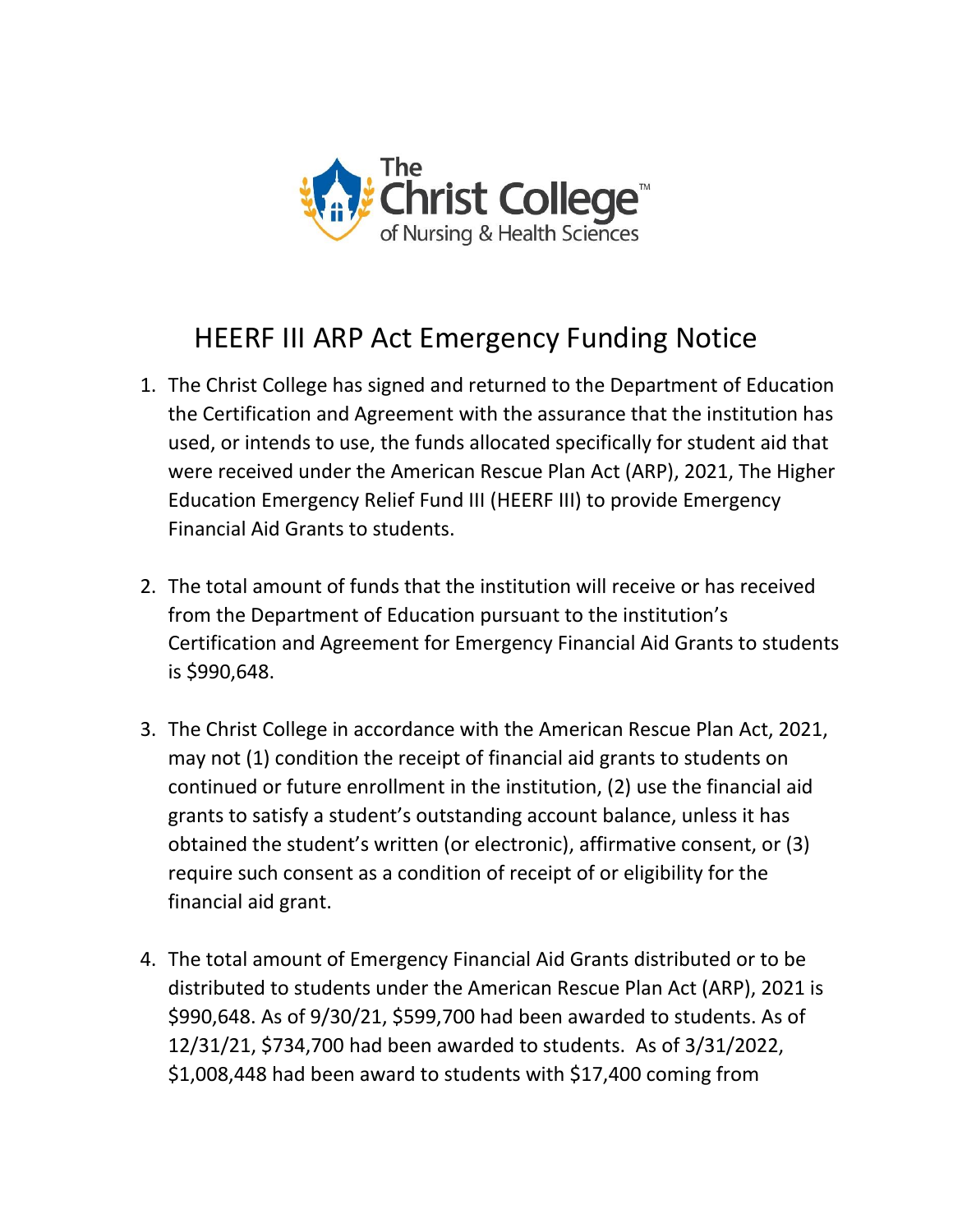The Christ College of Nursing & Health Sciences

# HEERF III ARP Act Emergency Funding Notice

1. The Christ College has signed and returned to the Department of Education the Certification and Agreement with the assurance that the institution has used, or intends to use, the funds allocated specifically for student aid that were received under the American Rescue Plan Act (ARP), 2021, The Higher Education Emergency Relief Fund III (HEERF III) to provide Emergency Financial Aid Grants to students.

2. The total amount of funds that the institution will receive or has received from the Department of Education pursuant to the institution's Certification and Agreement for Emergency Financial Aid Grants to students is $990,648.

3. The Christ College in accordance with the American Rescue Plan Act, 2021, may not (1) condition the receipt of financial aid grants to students on continued or future enrollment in the institution, (2) use the financial aid grants to satisfy a student's outstanding account balance, unless it has obtained the student's written (or electronic), affirmative consent, or (3) require such consent as a condition of receipt of or eligibility for the financial aid grant.

4. The total amount of Emergency Financial Aid Grants distributed or to be distributed to students under the American Rescue Plan Act (ARP), 2021 is $990,648. As of 9/30/21, $599,700 had been awarded to students. As of 12/31/21, $734,700 had been awarded to students. As of 3/31/2022, $1,008,448 had been award to students with $17,400 coming from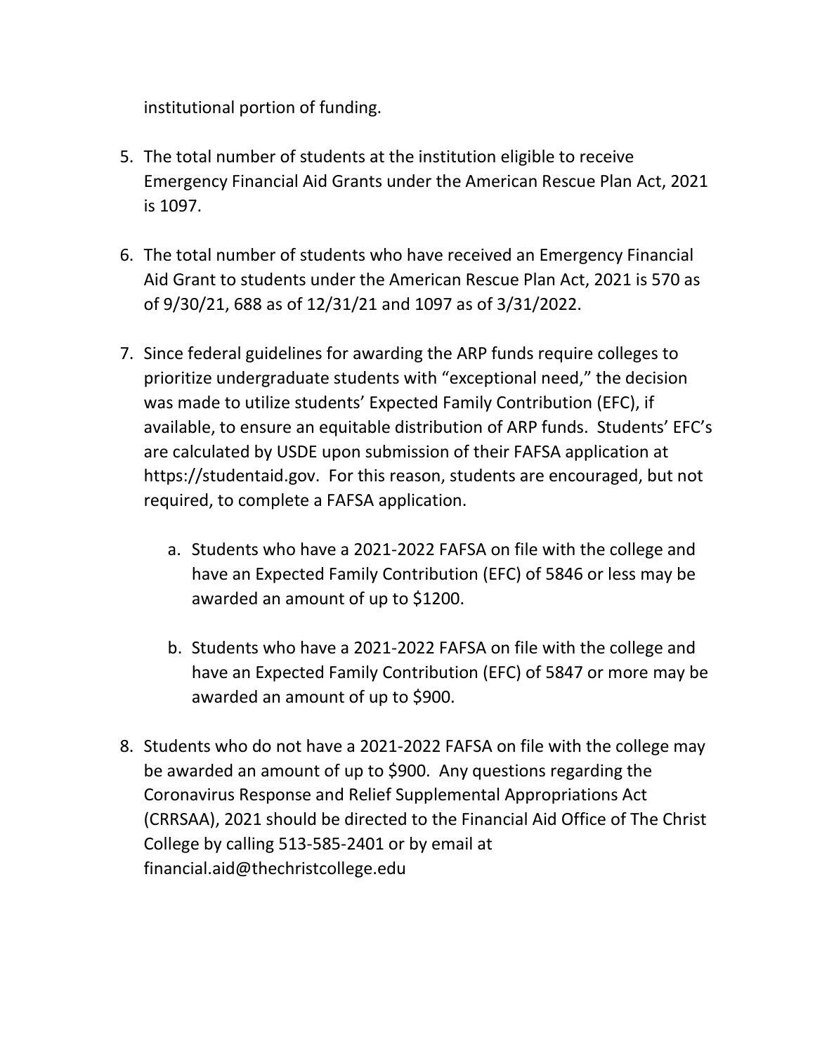institutional portion of funding.

5. The total number of students at the institution eligible to receive Emergency Financial Aid Grants under the American Rescue Plan Act, 2021 is 1097.

6. The total number of students who have received an Emergency Financial Aid Grant to students under the American Rescue Plan Act, 2021 is 570 as of 9/30/21, 688 as of 12/31/21 and 1097 as of 3/31/2022.

7. Since federal guidelines for awarding the ARP funds require colleges to prioritize undergraduate students with "exceptional need," the decision was made to utilize students' Expected Family Contribution (EFC), if available, to ensure an equitable distribution of ARP funds. Students' EFC's are calculated by USDE upon submission of their FAFSA application at https://studentaid.gov. For this reason, students are encouraged, but not required, to complete a FAFSA application.

    a. Students who have a 2021-2022 FAFSA on file with the college and have an Expected Family Contribution (EFC) of 5846 or less may be awarded an amount of up to $1200.

    b. Students who have a 2021-2022 FAFSA on file with the college and have an Expected Family Contribution (EFC) of 5847 or more may be awarded an amount of up to $900.

8. Students who do not have a 2021-2022 FAFSA on file with the college may be awarded an amount of up to $900. Any questions regarding the Coronavirus Response and Relief Supplemental Appropriations Act (CRRSAA), 2021 should be directed to the Financial Aid Office of The Christ College by calling 513-585-2401 or by email at financial.aid@thechristcollege.edu